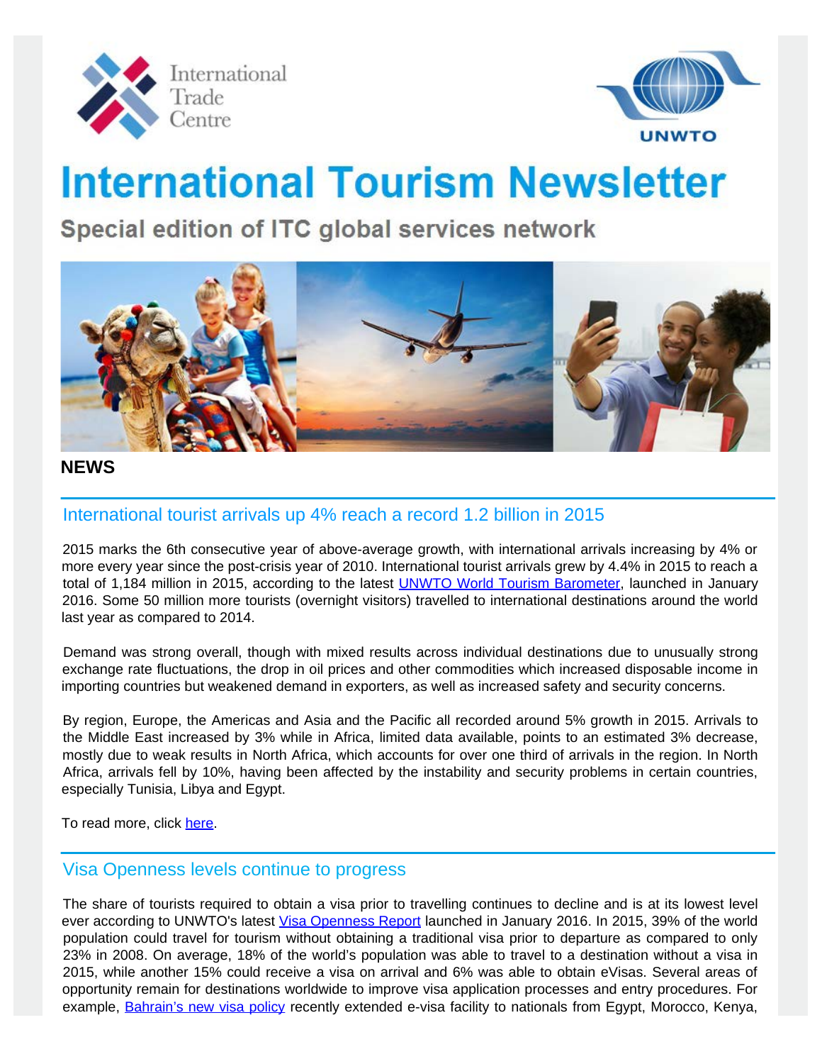International Trade Centre

UNWTO

# International Tourism Newsletter

## Special edition of ITC global services network

## NEWS

### International tourist arrivals up 4% reach a record 1.2 billion in 2015

2015 marks the 6th consecutive year of above-average growth, with international arrivals increasing by 4% or more every year since the post-crisis year of 2010. International tourist arrivals grew by 4.4% in 2015 to reach a total of 1,184 million in 2015, according to the latest UNWTO World Tourism Barometer, launched in January 2016. Some 50 million more tourists (overnight visitors) travelled to international destinations around the world last year as compared to 2014.

Demand was strong overall, though with mixed results across individual destinations due to unusually strong exchange rate fluctuations, the drop in oil prices and other commodities which increased disposable income in importing countries but weakened demand in exporters, as well as increased safety and security concerns.

By region, Europe, the Americas and Asia and the Pacific all recorded around 5% growth in 2015. Arrivals to the Middle East increased by 3% while in Africa, limited data available, points to an estimated 3% decrease, mostly due to weak results in North Africa, which accounts for over one third of arrivals in the region. In North Africa, arrivals fell by 10%, having been affected by the instability and security problems in certain countries, especially Tunisia, Libya and Egypt.

To read more, click here.

### Visa Openness levels continue to progress

The share of tourists required to obtain a visa prior to travelling continues to decline and is at its lowest level ever according to UNWTO's latest Visa Openness Report launched in January 2016. In 2015, 39% of the world population could travel for tourism without obtaining a traditional visa prior to departure as compared to only 23% in 2008. On average, 18% of the world's population was able to travel to a destination without a visa in 2015, while another 15% could receive a visa on arrival and 6% was able to obtain eVisas. Several areas of opportunity remain for destinations worldwide to improve visa application processes and entry procedures. For example, Bahrain's new visa policy recently extended e-visa facility to nationals from Egypt, Morocco, Kenya,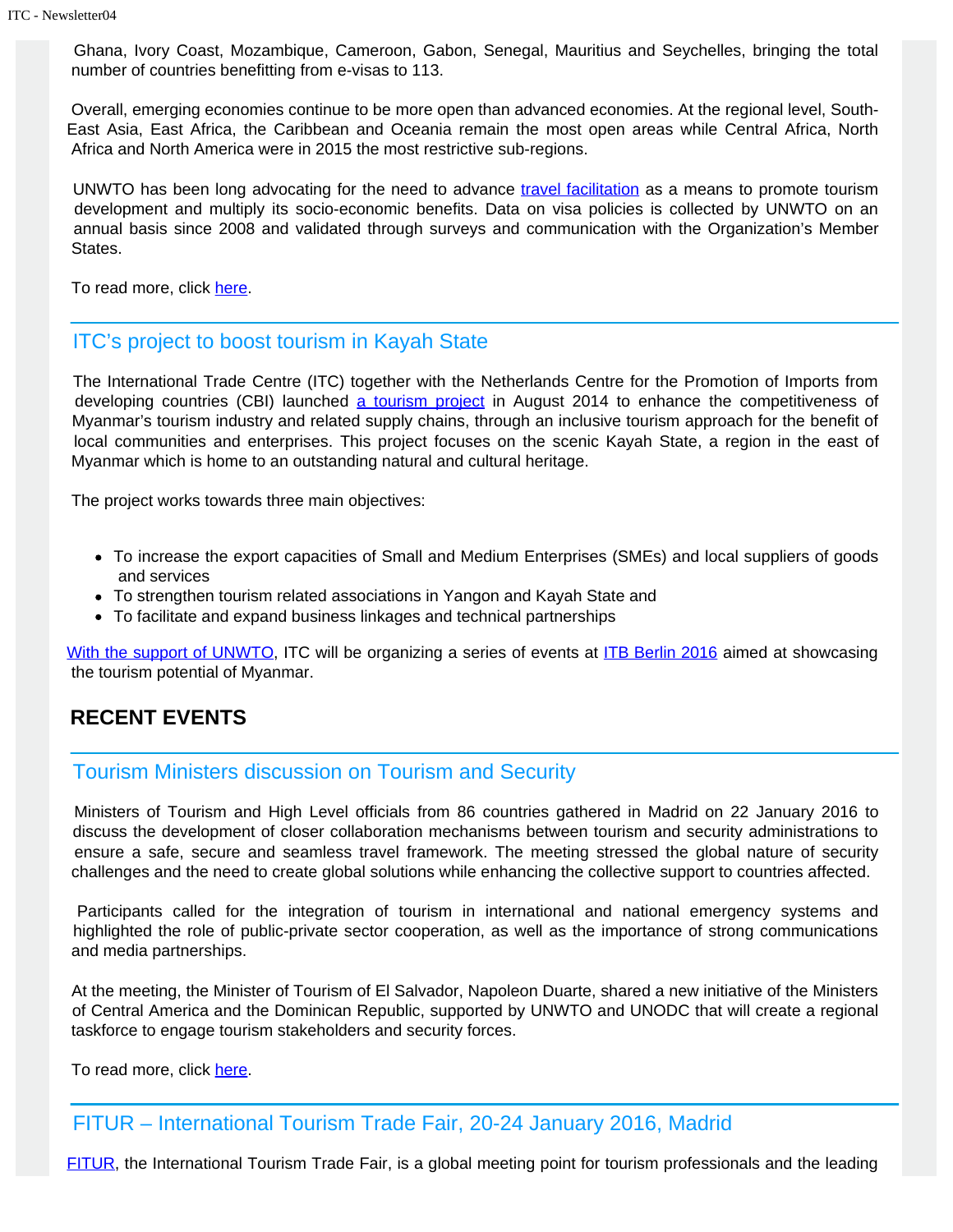Ghana, Ivory Coast, Mozambique, Cameroon, Gabon, Senegal, Mauritius and Seychelles, bringing the total number of countries benefitting from e-visas to 113.

Overall, emerging economies continue to be more open than advanced economies. At the regional level, South-East Asia, East Africa, the Caribbean and Oceania remain the most open areas while Central Africa, North Africa and North America were in 2015 the most restrictive sub-regions.

UNWTO has been long advocating for the need to advance travel facilitation as a means to promote tourism development and multiply its socio-economic benefits. Data on visa policies is collected by UNWTO on an annual basis since 2008 and validated through surveys and communication with the Organization's Member States.

To read more, click here.

## ITC's project to boost tourism in Kayah State

The International Trade Centre (ITC) together with the Netherlands Centre for the Promotion of Imports from developing countries (CBI) launched a tourism project in August 2014 to enhance the competitiveness of Myanmar's tourism industry and related supply chains, through an inclusive tourism approach for the benefit of local communities and enterprises. This project focuses on the scenic Kayah State, a region in the east of Myanmar which is home to an outstanding natural and cultural heritage.

The project works towards three main objectives:

- To increase the export capacities of Small and Medium Enterprises (SMEs) and local suppliers of goods and services
- To strengthen tourism related associations in Yangon and Kayah State and
- To facilitate and expand business linkages and technical partnerships

With the support of UNWTO, ITC will be organizing a series of events at ITB Berlin 2016 aimed at showcasing the tourism potential of Myanmar.

# RECENT EVENTS

## Tourism Ministers discussion on Tourism and Security

Ministers of Tourism and High Level officials from 86 countries gathered in Madrid on 22 January 2016 to discuss the development of closer collaboration mechanisms between tourism and security administrations to ensure a safe, secure and seamless travel framework. The meeting stressed the global nature of security challenges and the need to create global solutions while enhancing the collective support to countries affected.

Participants called for the integration of tourism in international and national emergency systems and highlighted the role of public-private sector cooperation, as well as the importance of strong communications and media partnerships.

At the meeting, the Minister of Tourism of El Salvador, Napoleon Duarte, shared a new initiative of the Ministers of Central America and the Dominican Republic, supported by UNWTO and UNODC that will create a regional taskforce to engage tourism stakeholders and security forces.

To read more, click here.

## FITUR – International Tourism Trade Fair, 20-24 January 2016, Madrid

FITUR, the International Tourism Trade Fair, is a global meeting point for tourism professionals and the leading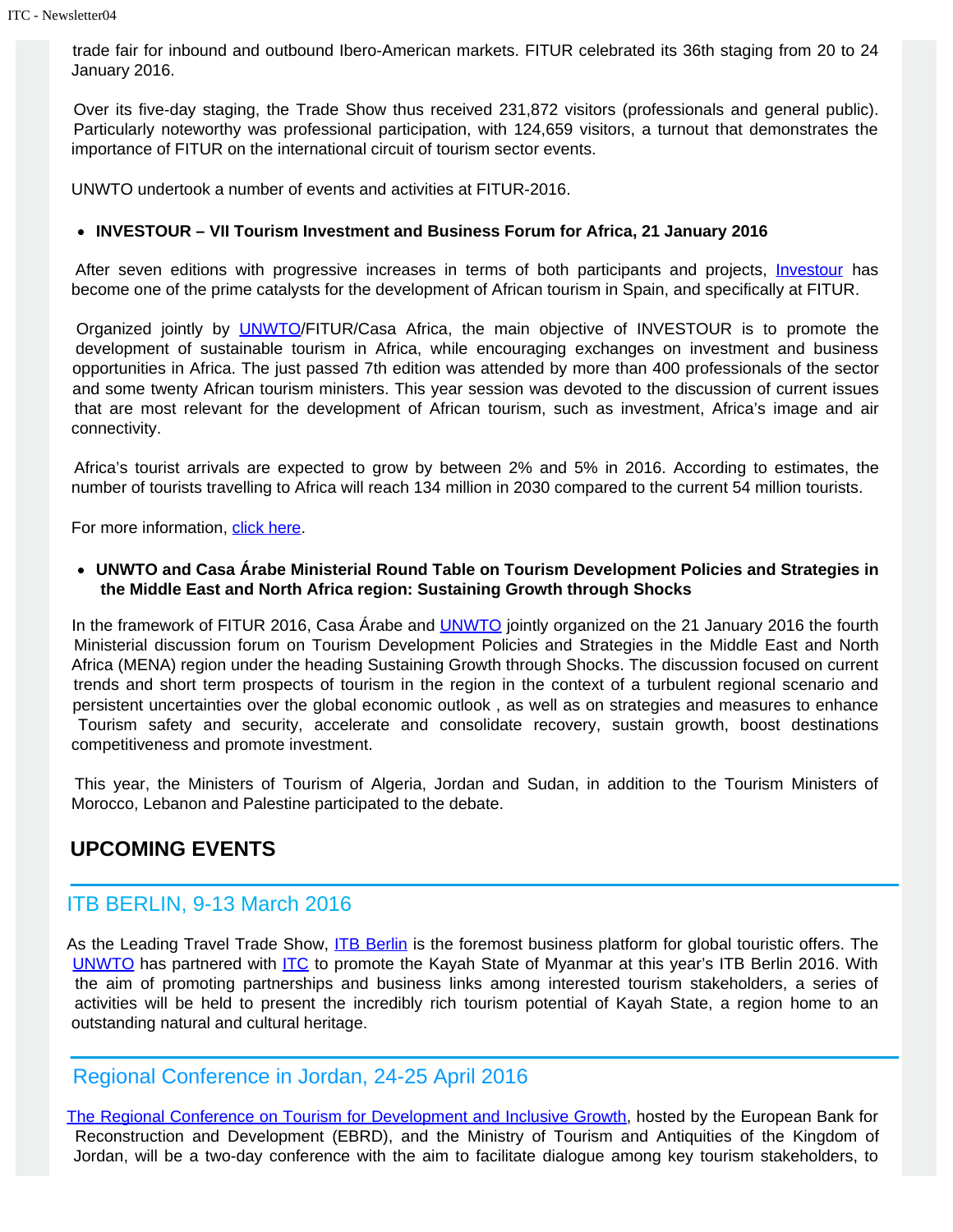trade fair for inbound and outbound Ibero-American markets. FITUR celebrated its 36th staging from 20 to 24 January 2016.

Over its five-day staging, the Trade Show thus received 231,872 visitors (professionals and general public). Particularly noteworthy was professional participation, with 124,659 visitors, a turnout that demonstrates the importance of FITUR on the international circuit of tourism sector events.

UNWTO undertook a number of events and activities at FITUR-2016.

- **INVESTOUR – VII Tourism Investment and Business Forum for Africa, 21 January 2016**

After seven editions with progressive increases in terms of both participants and projects, Investour has become one of the prime catalysts for the development of African tourism in Spain, and specifically at FITUR.

Organized jointly by UNWTO/FITUR/Casa Africa, the main objective of INVESTOUR is to promote the development of sustainable tourism in Africa, while encouraging exchanges on investment and business opportunities in Africa. The just passed 7th edition was attended by more than 400 professionals of the sector and some twenty African tourism ministers. This year session was devoted to the discussion of current issues that are most relevant for the development of African tourism, such as investment, Africa's image and air connectivity.

Africa's tourist arrivals are expected to grow by between 2% and 5% in 2016. According to estimates, the number of tourists travelling to Africa will reach 134 million in 2030 compared to the current 54 million tourists.

For more information, click here.

- **UNWTO and Casa Árabe Ministerial Round Table on Tourism Development Policies and Strategies in the Middle East and North Africa region: Sustaining Growth through Shocks**

In the framework of FITUR 2016, Casa Árabe and UNWTO jointly organized on the 21 January 2016 the fourth Ministerial discussion forum on Tourism Development Policies and Strategies in the Middle East and North Africa (MENA) region under the heading Sustaining Growth through Shocks. The discussion focused on current trends and short term prospects of tourism in the region in the context of a turbulent regional scenario and persistent uncertainties over the global economic outlook , as well as on strategies and measures to enhance Tourism safety and security, accelerate and consolidate recovery, sustain growth, boost destinations competitiveness and promote investment.

This year, the Ministers of Tourism of Algeria, Jordan and Sudan, in addition to the Tourism Ministers of Morocco, Lebanon and Palestine participated to the debate.

## UPCOMING EVENTS

### ITB BERLIN, 9-13 March 2016

As the Leading Travel Trade Show, ITB Berlin is the foremost business platform for global touristic offers. The UNWTO has partnered with ITC to promote the Kayah State of Myanmar at this year's ITB Berlin 2016. With the aim of promoting partnerships and business links among interested tourism stakeholders, a series of activities will be held to present the incredibly rich tourism potential of Kayah State, a region home to an outstanding natural and cultural heritage.

### Regional Conference in Jordan, 24-25 April 2016

The Regional Conference on Tourism for Development and Inclusive Growth, hosted by the European Bank for Reconstruction and Development (EBRD), and the Ministry of Tourism and Antiquities of the Kingdom of Jordan, will be a two-day conference with the aim to facilitate dialogue among key tourism stakeholders, to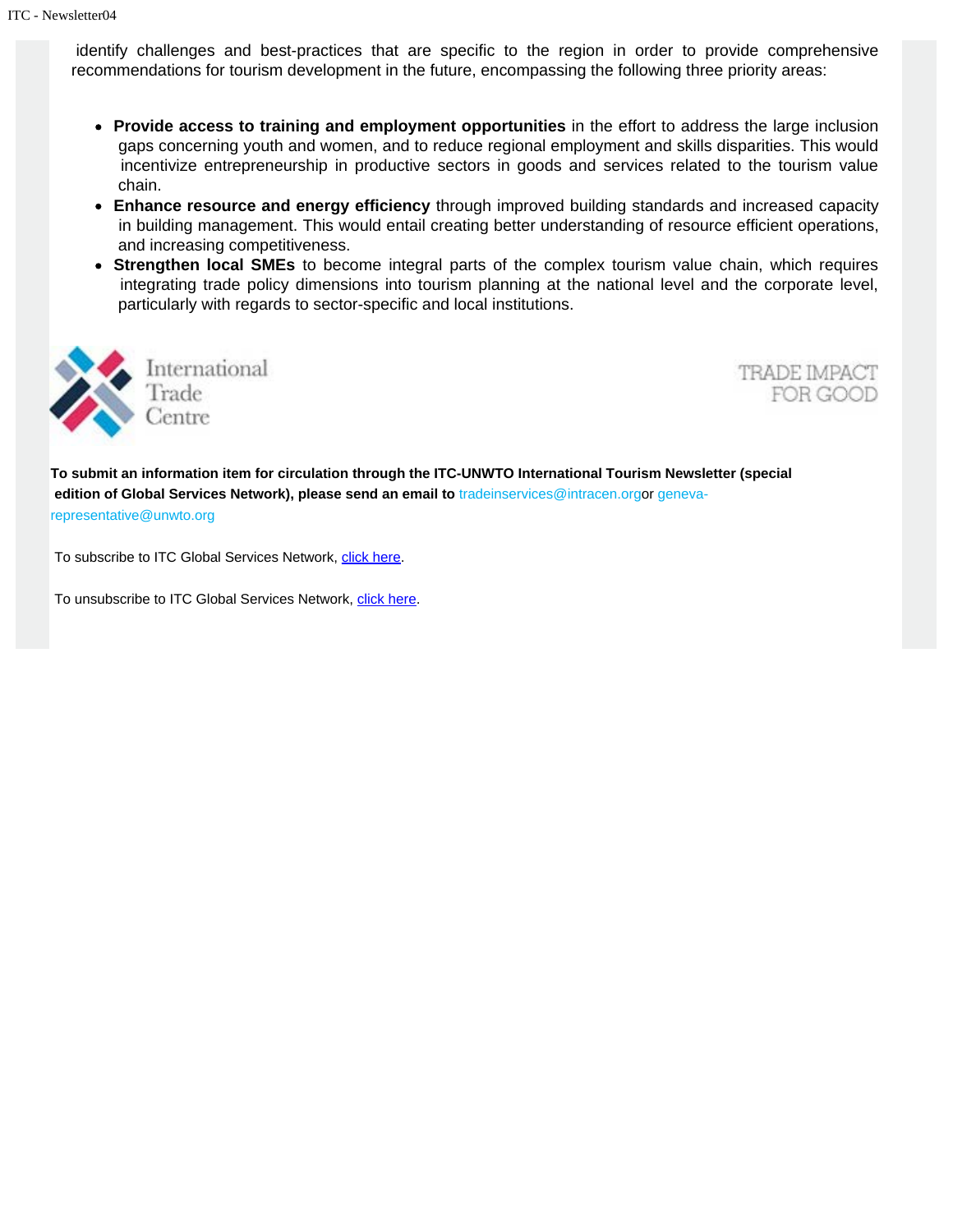identify challenges and best-practices that are specific to the region in order to provide comprehensive recommendations for tourism development in the future, encompassing the following three priority areas:

- **Provide access to training and employment opportunities** in the effort to address the large inclusion gaps concerning youth and women, and to reduce regional employment and skills disparities. This would incentivize entrepreneurship in productive sectors in goods and services related to the tourism value chain.
- **Enhance resource and energy efficiency** through improved building standards and increased capacity in building management. This would entail creating better understanding of resource efficient operations, and increasing competitiveness.
- **Strengthen local SMEs** to become integral parts of the complex tourism value chain, which requires integrating trade policy dimensions into tourism planning at the national level and the corporate level, particularly with regards to sector-specific and local institutions.

International Trade Centre

TRADE IMPACT FOR GOOD

**To submit an information item for circulation through the ITC-UNWTO International Tourism Newsletter (special edition of Global Services Network), please send an email to** tradeinservices@intracen.org or geneva-representative@unwto.org

To subscribe to ITC Global Services Network, click here.

To unsubscribe to ITC Global Services Network, click here.